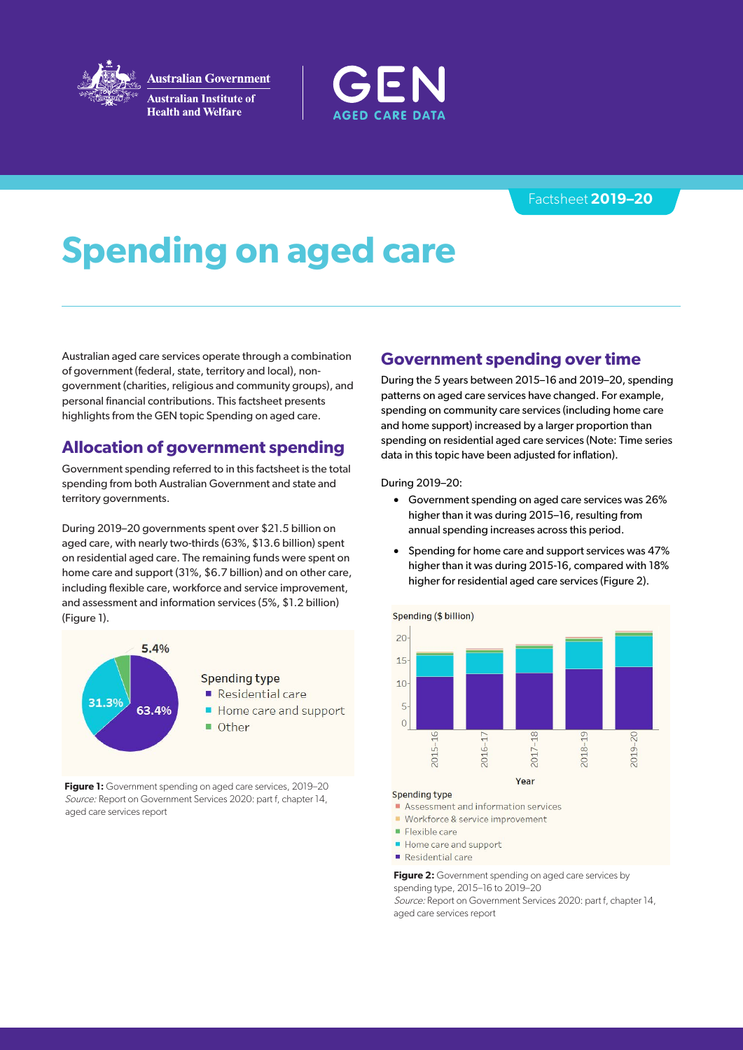Australian Government
Australian Institute of Health and Welfare

GEN AGED CARE DATA

Factsheet **2019–20**

# Spending on aged care

Australian aged care services operate through a combination of government (federal, state, territory and local), non-government (charities, religious and community groups), and personal financial contributions. This factsheet presents highlights from the GEN topic Spending on aged care.

## Allocation of government spending

Government spending referred to in this factsheet is the total spending from both Australian Government and state and territory governments.

During 2019–20 governments spent over $21.5 billion on aged care, with nearly two-thirds (63%, $13.6 billion) spent on residential aged care. The remaining funds were spent on home care and support (31%, $6.7 billion) and on other care, including flexible care, workforce and service improvement, and assessment and information services (5%, $1.2 billion) (Figure 1).

5.4%
31.3%
63.4%

Spending type
- Residential care
- Home care and support
- Other

**Figure 1:** Government spending on aged care services, 2019–20
*Source:* Report on Government Services 2020: part f, chapter 14, aged care services report

## Government spending over time

During the 5 years between 2015–16 and 2019–20, spending patterns on aged care services have changed. For example, spending on community care services (including home care and home support) increased by a larger proportion than spending on residential aged care services (Note: Time series data in this topic have been adjusted for inflation).

During 2019–20:

- Government spending on aged care services was 26% higher than it was during 2015–16, resulting from annual spending increases across this period.
- Spending for home care and support services was 47% higher than it was during 2015-16, compared with 18% higher for residential aged care services (Figure 2).

Spending ($ billion)
20
15
10
5
0
2015–16
2016–17
2017–18
2018–19
2019–20
Year

Spending type
- Assessment and information services
- Workforce & service improvement
- Flexible care
- Home care and support
- Residential care

**Figure 2:** Government spending on aged care services by spending type, 2015–16 to 2019–20
*Source:* Report on Government Services 2020: part f, chapter 14, aged care services report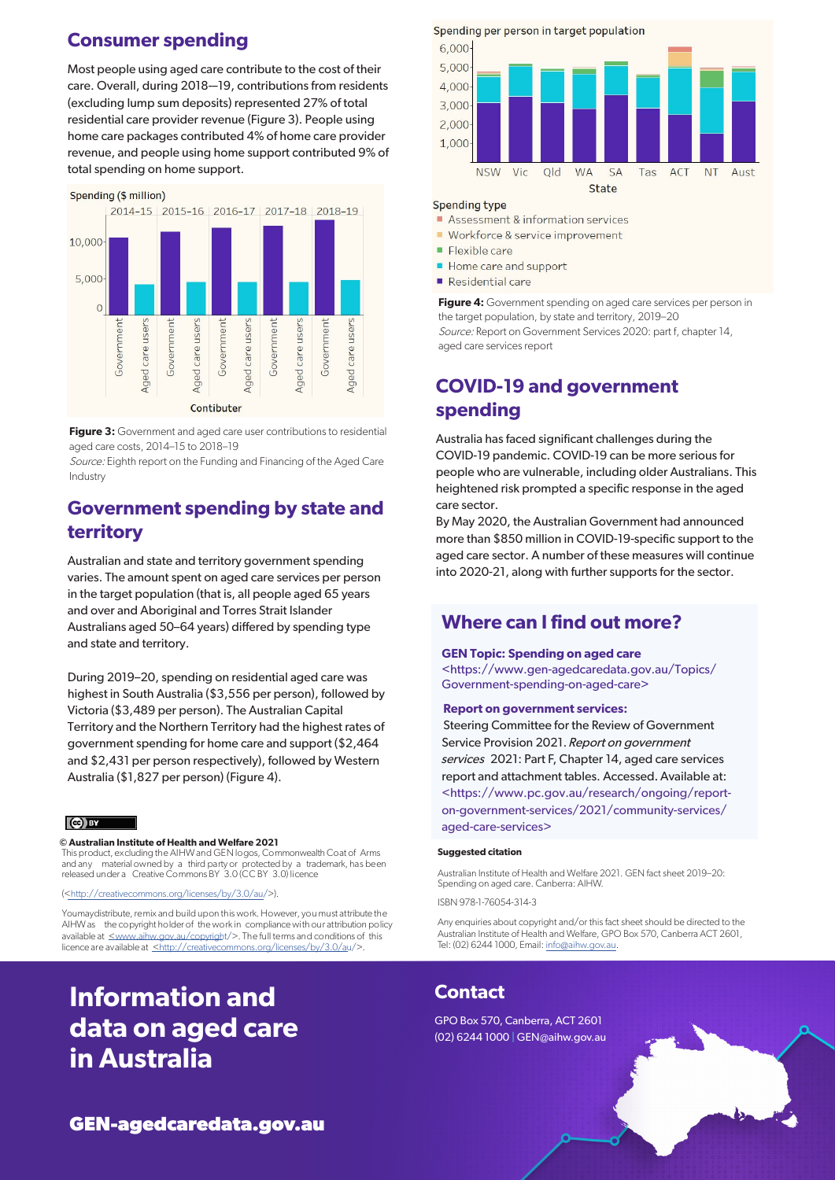## Consumer spending

Most people using aged care contribute to the cost of their care. Overall, during 2018—19, contributions from residents (excluding lump sum deposits) represented 27% of total residential care provider revenue (Figure 3). People using home care packages contributed 4% of home care provider revenue, and people using home support contributed 9% of total spending on home support.

Spending ($ million)

2014–15 2015–16 2016–17 2017–18 2018–19

10,000

5,000

0

Government, Aged care users, Government, Aged care users, Government, Aged care users, Government, Aged care users, Government, Aged care users

Contibuter

**Figure 3:** Government and aged care user contributions to residential aged care costs, 2014–15 to 2018–19
*Source:* Eighth report on the Funding and Financing of the Aged Care Industry

## Government spending by state and territory

Australian and state and territory government spending varies. The amount spent on aged care services per person in the target population (that is, all people aged 65 years and over and Aboriginal and Torres Strait Islander Australians aged 50–64 years) differed by spending type and state and territory.

During 2019–20, spending on residential aged care was highest in South Australia ($3,556 per person), followed by Victoria ($3,489 per person). The Australian Capital Territory and the Northern Territory had the highest rates of government spending for home care and support ($2,464 and $2,431 per person respectively), followed by Western Australia ($1,827 per person) (Figure 4).

Spending per person in target population

6,000
5,000
4,000
3,000
2,000
1,000

NSW Vic Qld WA SA Tas ACT NT Aust

State

Spending type
- Assessment & information services
- Workforce & service improvement
- Flexible care
- Home care and support
- Residential care

**Figure 4:** Government spending on aged care services per person in the target population, by state and territory, 2019–20
*Source:* Report on Government Services 2020: part f, chapter 14, aged care services report

## COVID-19 and government spending

Australia has faced significant challenges during the COVID-19 pandemic. COVID-19 can be more serious for people who are vulnerable, including older Australians. This heightened risk prompted a specific response in the aged care sector.

By May 2020, the Australian Government had announced more than $850 million in COVID-19-specific support to the aged care sector. A number of these measures will continue into 2020-21, along with further supports for the sector.

## Where can I find out more?

**GEN Topic: Spending on aged care**
<https://www.gen-agedcaredata.gov.au/Topics/Government-spending-on-aged-care>

**Report on government services:**
Steering Committee for the Review of Government Service Provision 2021. *Report on government services* 2021: Part F, Chapter 14, aged care services report and attachment tables. Accessed. Available at: <https://www.pc.gov.au/research/ongoing/report-on-government-services/2021/community-services/aged-care-services>

**© Australian Institute of Health and Welfare 2021**
This product, excluding the AIHW and GEN logos, Commonwealth Coat of Arms and any material owned by a third party or protected by a trademark, has been released under a Creative Commons BY 3.0 (CC BY 3.0) licence

(<http://creativecommons.org/licenses/by/3.0/au/>).

You may distribute, remix and build upon this work. However, you must attribute the AIHW as the copyright holder of the work in compliance with our attribution policy available at <www.aihw.gov.au/copyright/>. The full terms and conditions of this licence are available at <http://creativecommons.org/licenses/by/3.0/au/>.

**Suggested citation**

Australian Institute of Health and Welfare 2021. GEN fact sheet 2019–20: Spending on aged care. Canberra: AIHW.

ISBN 978-1-76054-314-3

Any enquiries about copyright and/or this fact sheet should be directed to the Australian Institute of Health and Welfare, GPO Box 570, Canberra ACT 2601, Tel: (02) 6244 1000, Email: info@aihw.gov.au.

# Information and data on aged care in Australia

**GEN-agedcaredata.gov.au**

## Contact

GPO Box 570, Canberra, ACT 2601
(02) 6244 1000 | GEN@aihw.gov.au